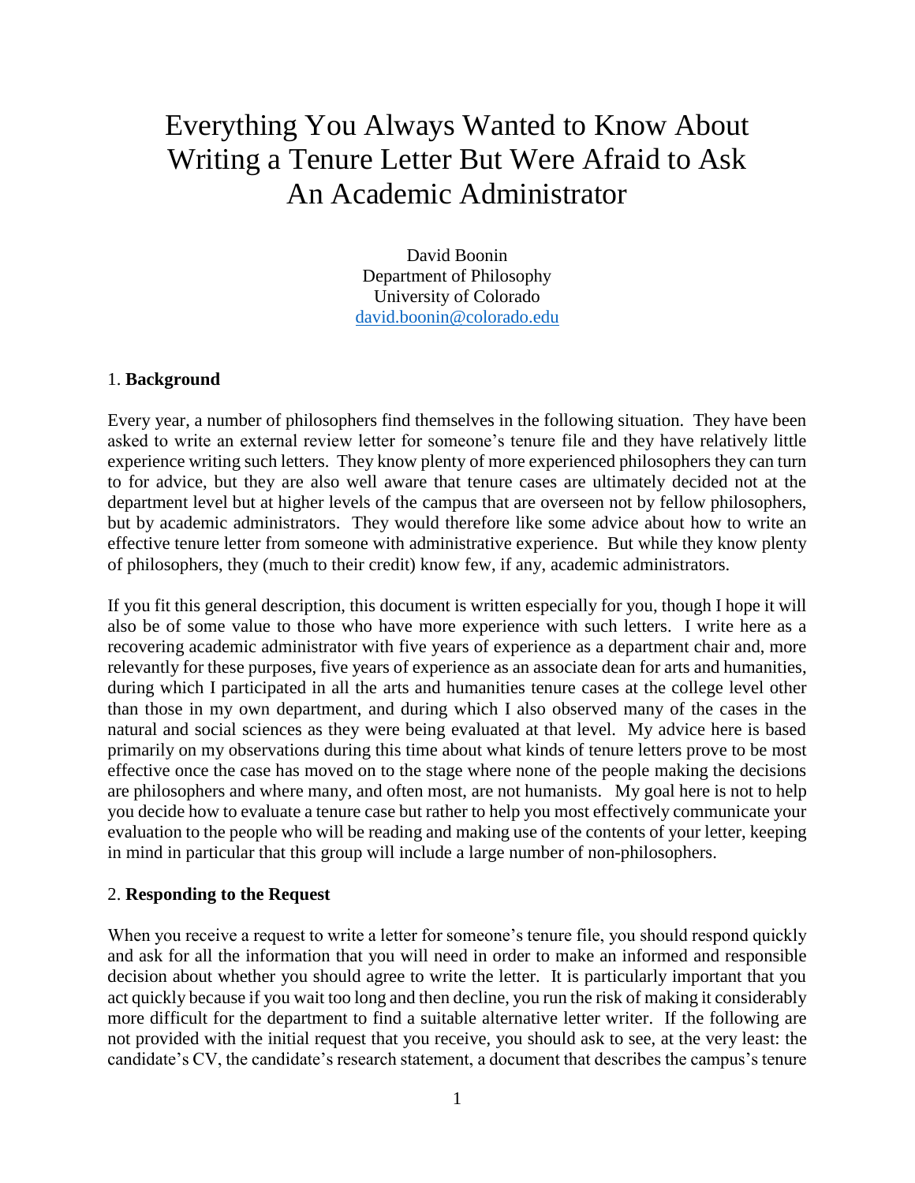# Everything You Always Wanted to Know About Writing a Tenure Letter But Were Afraid to Ask An Academic Administrator

David Boonin
Department of Philosophy
University of Colorado
david.boonin@colorado.edu

## 1. **Background**

Every year, a number of philosophers find themselves in the following situation. They have been asked to write an external review letter for someone's tenure file and they have relatively little experience writing such letters. They know plenty of more experienced philosophers they can turn to for advice, but they are also well aware that tenure cases are ultimately decided not at the department level but at higher levels of the campus that are overseen not by fellow philosophers, but by academic administrators. They would therefore like some advice about how to write an effective tenure letter from someone with administrative experience. But while they know plenty of philosophers, they (much to their credit) know few, if any, academic administrators.

If you fit this general description, this document is written especially for you, though I hope it will also be of some value to those who have more experience with such letters. I write here as a recovering academic administrator with five years of experience as a department chair and, more relevantly for these purposes, five years of experience as an associate dean for arts and humanities, during which I participated in all the arts and humanities tenure cases at the college level other than those in my own department, and during which I also observed many of the cases in the natural and social sciences as they were being evaluated at that level. My advice here is based primarily on my observations during this time about what kinds of tenure letters prove to be most effective once the case has moved on to the stage where none of the people making the decisions are philosophers and where many, and often most, are not humanists. My goal here is not to help you decide how to evaluate a tenure case but rather to help you most effectively communicate your evaluation to the people who will be reading and making use of the contents of your letter, keeping in mind in particular that this group will include a large number of non-philosophers.

## 2. **Responding to the Request**

When you receive a request to write a letter for someone's tenure file, you should respond quickly and ask for all the information that you will need in order to make an informed and responsible decision about whether you should agree to write the letter. It is particularly important that you act quickly because if you wait too long and then decline, you run the risk of making it considerably more difficult for the department to find a suitable alternative letter writer. If the following are not provided with the initial request that you receive, you should ask to see, at the very least: the candidate's CV, the candidate's research statement, a document that describes the campus's tenure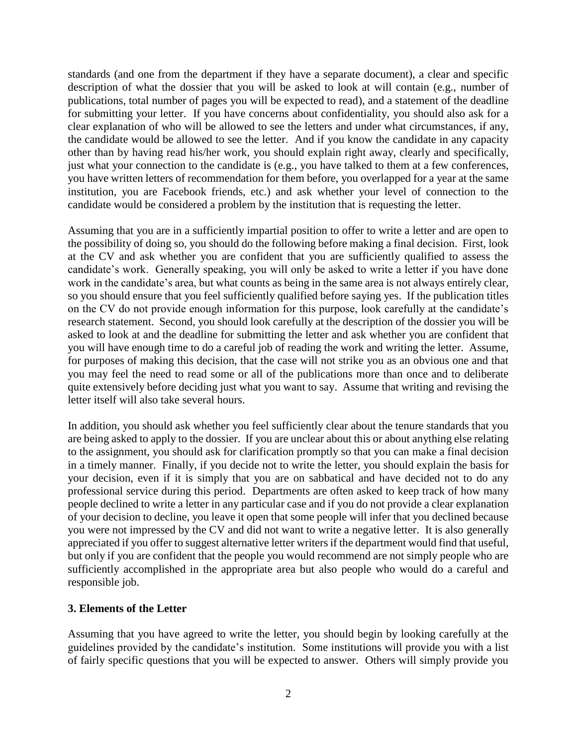standards (and one from the department if they have a separate document), a clear and specific description of what the dossier that you will be asked to look at will contain (e.g., number of publications, total number of pages you will be expected to read), and a statement of the deadline for submitting your letter. If you have concerns about confidentiality, you should also ask for a clear explanation of who will be allowed to see the letters and under what circumstances, if any, the candidate would be allowed to see the letter. And if you know the candidate in any capacity other than by having read his/her work, you should explain right away, clearly and specifically, just what your connection to the candidate is (e.g., you have talked to them at a few conferences, you have written letters of recommendation for them before, you overlapped for a year at the same institution, you are Facebook friends, etc.) and ask whether your level of connection to the candidate would be considered a problem by the institution that is requesting the letter.

Assuming that you are in a sufficiently impartial position to offer to write a letter and are open to the possibility of doing so, you should do the following before making a final decision. First, look at the CV and ask whether you are confident that you are sufficiently qualified to assess the candidate's work. Generally speaking, you will only be asked to write a letter if you have done work in the candidate's area, but what counts as being in the same area is not always entirely clear, so you should ensure that you feel sufficiently qualified before saying yes. If the publication titles on the CV do not provide enough information for this purpose, look carefully at the candidate's research statement. Second, you should look carefully at the description of the dossier you will be asked to look at and the deadline for submitting the letter and ask whether you are confident that you will have enough time to do a careful job of reading the work and writing the letter. Assume, for purposes of making this decision, that the case will not strike you as an obvious one and that you may feel the need to read some or all of the publications more than once and to deliberate quite extensively before deciding just what you want to say. Assume that writing and revising the letter itself will also take several hours.

In addition, you should ask whether you feel sufficiently clear about the tenure standards that you are being asked to apply to the dossier. If you are unclear about this or about anything else relating to the assignment, you should ask for clarification promptly so that you can make a final decision in a timely manner. Finally, if you decide not to write the letter, you should explain the basis for your decision, even if it is simply that you are on sabbatical and have decided not to do any professional service during this period. Departments are often asked to keep track of how many people declined to write a letter in any particular case and if you do not provide a clear explanation of your decision to decline, you leave it open that some people will infer that you declined because you were not impressed by the CV and did not want to write a negative letter. It is also generally appreciated if you offer to suggest alternative letter writers if the department would find that useful, but only if you are confident that the people you would recommend are not simply people who are sufficiently accomplished in the appropriate area but also people who would do a careful and responsible job.

### 3. Elements of the Letter

Assuming that you have agreed to write the letter, you should begin by looking carefully at the guidelines provided by the candidate's institution. Some institutions will provide you with a list of fairly specific questions that you will be expected to answer. Others will simply provide you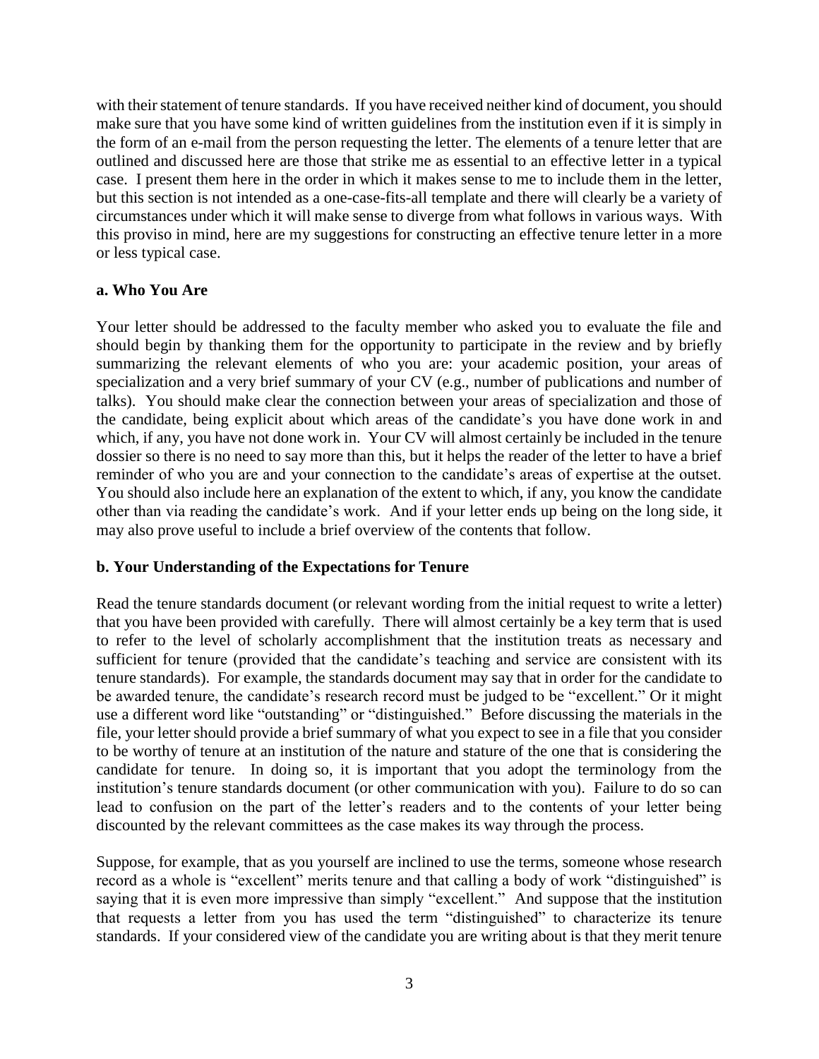with their statement of tenure standards. If you have received neither kind of document, you should make sure that you have some kind of written guidelines from the institution even if it is simply in the form of an e-mail from the person requesting the letter. The elements of a tenure letter that are outlined and discussed here are those that strike me as essential to an effective letter in a typical case. I present them here in the order in which it makes sense to me to include them in the letter, but this section is not intended as a one-case-fits-all template and there will clearly be a variety of circumstances under which it will make sense to diverge from what follows in various ways. With this proviso in mind, here are my suggestions for constructing an effective tenure letter in a more or less typical case.

### a. Who You Are

Your letter should be addressed to the faculty member who asked you to evaluate the file and should begin by thanking them for the opportunity to participate in the review and by briefly summarizing the relevant elements of who you are: your academic position, your areas of specialization and a very brief summary of your CV (e.g., number of publications and number of talks). You should make clear the connection between your areas of specialization and those of the candidate, being explicit about which areas of the candidate's you have done work in and which, if any, you have not done work in. Your CV will almost certainly be included in the tenure dossier so there is no need to say more than this, but it helps the reader of the letter to have a brief reminder of who you are and your connection to the candidate's areas of expertise at the outset. You should also include here an explanation of the extent to which, if any, you know the candidate other than via reading the candidate's work. And if your letter ends up being on the long side, it may also prove useful to include a brief overview of the contents that follow.

### b. Your Understanding of the Expectations for Tenure

Read the tenure standards document (or relevant wording from the initial request to write a letter) that you have been provided with carefully. There will almost certainly be a key term that is used to refer to the level of scholarly accomplishment that the institution treats as necessary and sufficient for tenure (provided that the candidate's teaching and service are consistent with its tenure standards). For example, the standards document may say that in order for the candidate to be awarded tenure, the candidate's research record must be judged to be "excellent." Or it might use a different word like "outstanding" or "distinguished." Before discussing the materials in the file, your letter should provide a brief summary of what you expect to see in a file that you consider to be worthy of tenure at an institution of the nature and stature of the one that is considering the candidate for tenure. In doing so, it is important that you adopt the terminology from the institution's tenure standards document (or other communication with you). Failure to do so can lead to confusion on the part of the letter's readers and to the contents of your letter being discounted by the relevant committees as the case makes its way through the process.

Suppose, for example, that as you yourself are inclined to use the terms, someone whose research record as a whole is "excellent" merits tenure and that calling a body of work "distinguished" is saying that it is even more impressive than simply "excellent." And suppose that the institution that requests a letter from you has used the term "distinguished" to characterize its tenure standards. If your considered view of the candidate you are writing about is that they merit tenure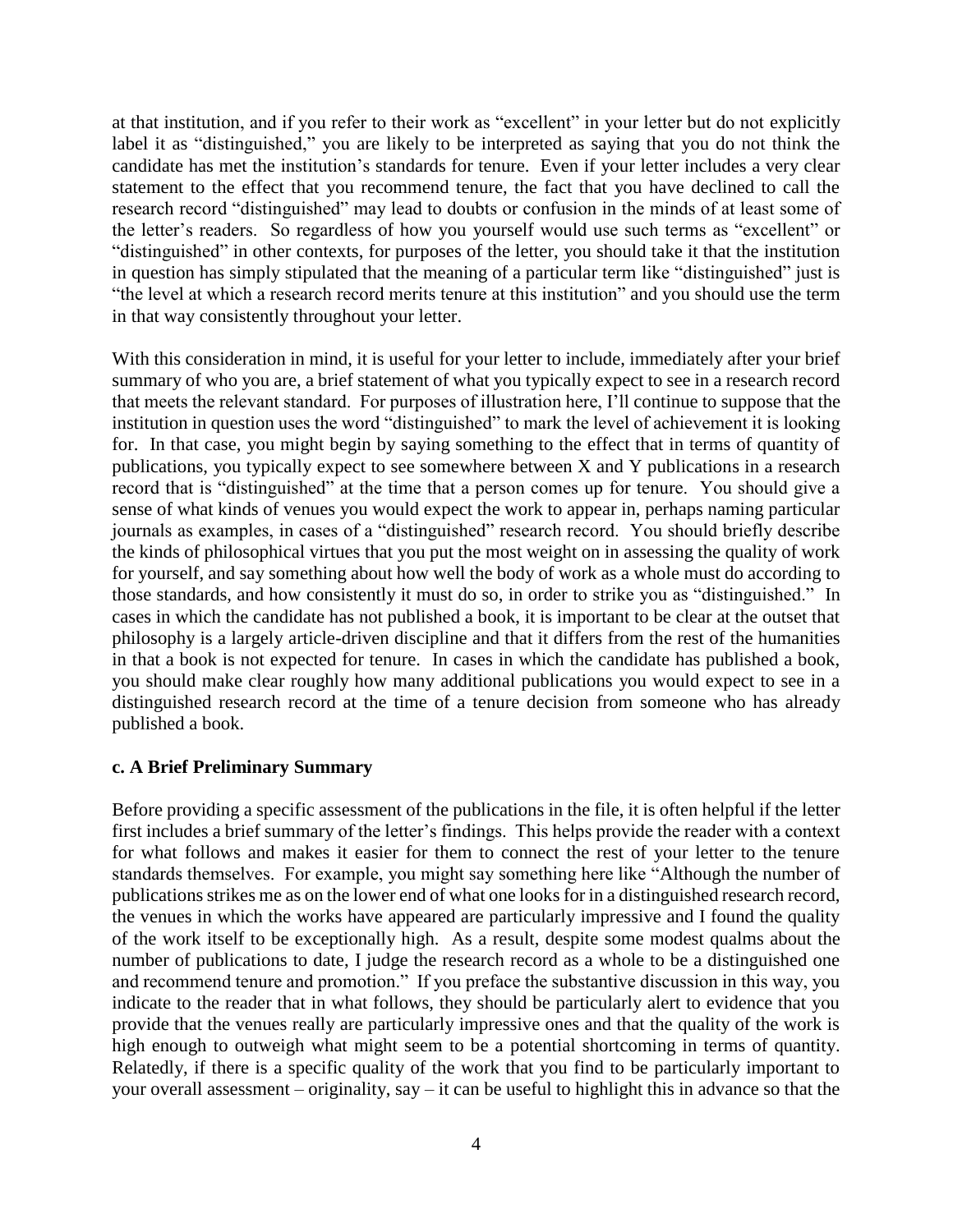at that institution, and if you refer to their work as "excellent" in your letter but do not explicitly label it as "distinguished," you are likely to be interpreted as saying that you do not think the candidate has met the institution's standards for tenure. Even if your letter includes a very clear statement to the effect that you recommend tenure, the fact that you have declined to call the research record "distinguished" may lead to doubts or confusion in the minds of at least some of the letter's readers. So regardless of how you yourself would use such terms as "excellent" or "distinguished" in other contexts, for purposes of the letter, you should take it that the institution in question has simply stipulated that the meaning of a particular term like "distinguished" just is "the level at which a research record merits tenure at this institution" and you should use the term in that way consistently throughout your letter.

With this consideration in mind, it is useful for your letter to include, immediately after your brief summary of who you are, a brief statement of what you typically expect to see in a research record that meets the relevant standard. For purposes of illustration here, I'll continue to suppose that the institution in question uses the word "distinguished" to mark the level of achievement it is looking for. In that case, you might begin by saying something to the effect that in terms of quantity of publications, you typically expect to see somewhere between X and Y publications in a research record that is "distinguished" at the time that a person comes up for tenure. You should give a sense of what kinds of venues you would expect the work to appear in, perhaps naming particular journals as examples, in cases of a "distinguished" research record. You should briefly describe the kinds of philosophical virtues that you put the most weight on in assessing the quality of work for yourself, and say something about how well the body of work as a whole must do according to those standards, and how consistently it must do so, in order to strike you as "distinguished." In cases in which the candidate has not published a book, it is important to be clear at the outset that philosophy is a largely article-driven discipline and that it differs from the rest of the humanities in that a book is not expected for tenure. In cases in which the candidate has published a book, you should make clear roughly how many additional publications you would expect to see in a distinguished research record at the time of a tenure decision from someone who has already published a book.

**c. A Brief Preliminary Summary**

Before providing a specific assessment of the publications in the file, it is often helpful if the letter first includes a brief summary of the letter's findings. This helps provide the reader with a context for what follows and makes it easier for them to connect the rest of your letter to the tenure standards themselves. For example, you might say something here like "Although the number of publications strikes me as on the lower end of what one looks for in a distinguished research record, the venues in which the works have appeared are particularly impressive and I found the quality of the work itself to be exceptionally high. As a result, despite some modest qualms about the number of publications to date, I judge the research record as a whole to be a distinguished one and recommend tenure and promotion." If you preface the substantive discussion in this way, you indicate to the reader that in what follows, they should be particularly alert to evidence that you provide that the venues really are particularly impressive ones and that the quality of the work is high enough to outweigh what might seem to be a potential shortcoming in terms of quantity. Relatedly, if there is a specific quality of the work that you find to be particularly important to your overall assessment – originality, say – it can be useful to highlight this in advance so that the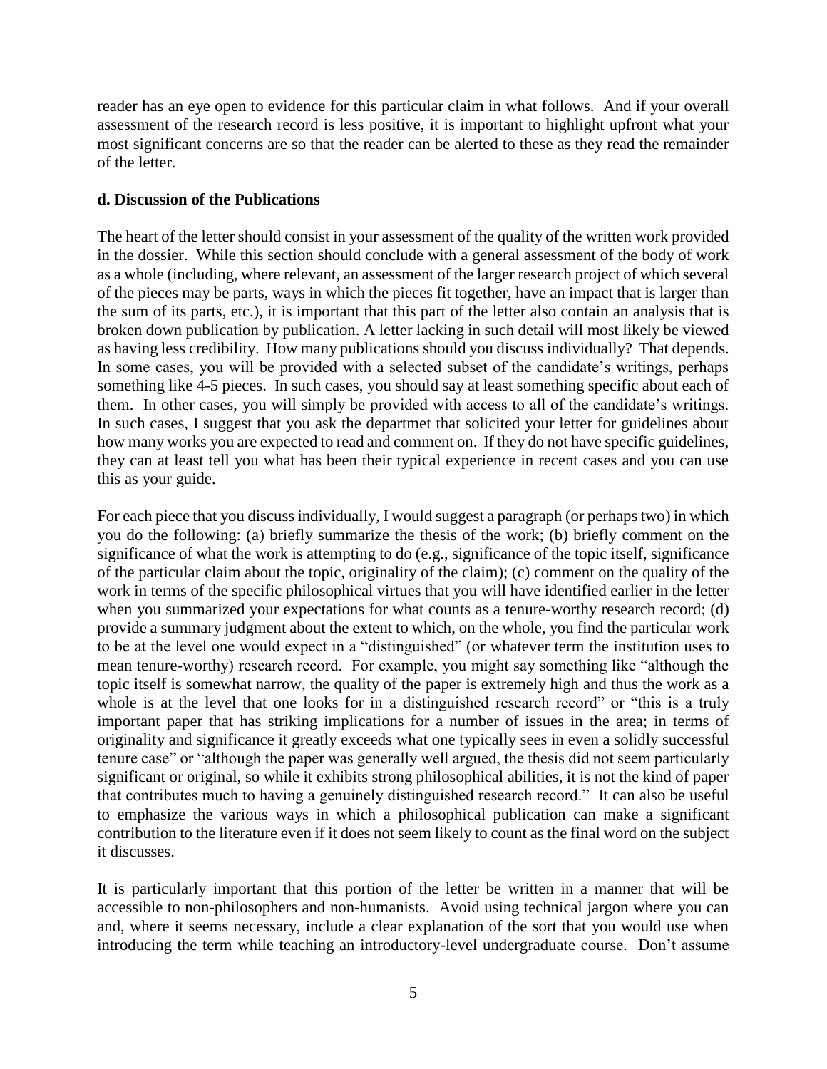reader has an eye open to evidence for this particular claim in what follows. And if your overall assessment of the research record is less positive, it is important to highlight upfront what your most significant concerns are so that the reader can be alerted to these as they read the remainder of the letter.

**d. Discussion of the Publications**

The heart of the letter should consist in your assessment of the quality of the written work provided in the dossier. While this section should conclude with a general assessment of the body of work as a whole (including, where relevant, an assessment of the larger research project of which several of the pieces may be parts, ways in which the pieces fit together, have an impact that is larger than the sum of its parts, etc.), it is important that this part of the letter also contain an analysis that is broken down publication by publication. A letter lacking in such detail will most likely be viewed as having less credibility. How many publications should you discuss individually? That depends. In some cases, you will be provided with a selected subset of the candidate's writings, perhaps something like 4-5 pieces. In such cases, you should say at least something specific about each of them. In other cases, you will simply be provided with access to all of the candidate's writings. In such cases, I suggest that you ask the departmet that solicited your letter for guidelines about how many works you are expected to read and comment on. If they do not have specific guidelines, they can at least tell you what has been their typical experience in recent cases and you can use this as your guide.

For each piece that you discuss individually, I would suggest a paragraph (or perhaps two) in which you do the following: (a) briefly summarize the thesis of the work; (b) briefly comment on the significance of what the work is attempting to do (e.g., significance of the topic itself, significance of the particular claim about the topic, originality of the claim); (c) comment on the quality of the work in terms of the specific philosophical virtues that you will have identified earlier in the letter when you summarized your expectations for what counts as a tenure-worthy research record; (d) provide a summary judgment about the extent to which, on the whole, you find the particular work to be at the level one would expect in a "distinguished" (or whatever term the institution uses to mean tenure-worthy) research record. For example, you might say something like "although the topic itself is somewhat narrow, the quality of the paper is extremely high and thus the work as a whole is at the level that one looks for in a distinguished research record" or "this is a truly important paper that has striking implications for a number of issues in the area; in terms of originality and significance it greatly exceeds what one typically sees in even a solidly successful tenure case" or "although the paper was generally well argued, the thesis did not seem particularly significant or original, so while it exhibits strong philosophical abilities, it is not the kind of paper that contributes much to having a genuinely distinguished research record." It can also be useful to emphasize the various ways in which a philosophical publication can make a significant contribution to the literature even if it does not seem likely to count as the final word on the subject it discusses.

It is particularly important that this portion of the letter be written in a manner that will be accessible to non-philosophers and non-humanists. Avoid using technical jargon where you can and, where it seems necessary, include a clear explanation of the sort that you would use when introducing the term while teaching an introductory-level undergraduate course. Don't assume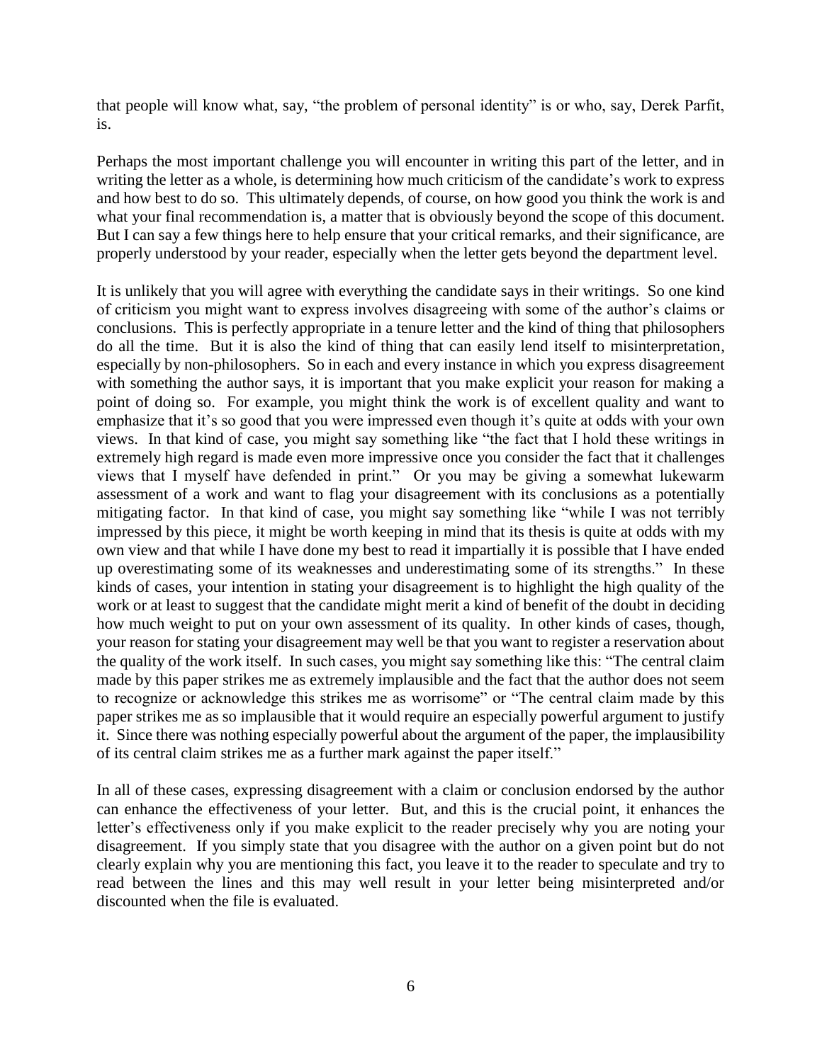that people will know what, say, "the problem of personal identity" is or who, say, Derek Parfit, is.

Perhaps the most important challenge you will encounter in writing this part of the letter, and in writing the letter as a whole, is determining how much criticism of the candidate's work to express and how best to do so. This ultimately depends, of course, on how good you think the work is and what your final recommendation is, a matter that is obviously beyond the scope of this document. But I can say a few things here to help ensure that your critical remarks, and their significance, are properly understood by your reader, especially when the letter gets beyond the department level.

It is unlikely that you will agree with everything the candidate says in their writings. So one kind of criticism you might want to express involves disagreeing with some of the author's claims or conclusions. This is perfectly appropriate in a tenure letter and the kind of thing that philosophers do all the time. But it is also the kind of thing that can easily lend itself to misinterpretation, especially by non-philosophers. So in each and every instance in which you express disagreement with something the author says, it is important that you make explicit your reason for making a point of doing so. For example, you might think the work is of excellent quality and want to emphasize that it's so good that you were impressed even though it's quite at odds with your own views. In that kind of case, you might say something like "the fact that I hold these writings in extremely high regard is made even more impressive once you consider the fact that it challenges views that I myself have defended in print." Or you may be giving a somewhat lukewarm assessment of a work and want to flag your disagreement with its conclusions as a potentially mitigating factor. In that kind of case, you might say something like "while I was not terribly impressed by this piece, it might be worth keeping in mind that its thesis is quite at odds with my own view and that while I have done my best to read it impartially it is possible that I have ended up overestimating some of its weaknesses and underestimating some of its strengths." In these kinds of cases, your intention in stating your disagreement is to highlight the high quality of the work or at least to suggest that the candidate might merit a kind of benefit of the doubt in deciding how much weight to put on your own assessment of its quality. In other kinds of cases, though, your reason for stating your disagreement may well be that you want to register a reservation about the quality of the work itself. In such cases, you might say something like this: "The central claim made by this paper strikes me as extremely implausible and the fact that the author does not seem to recognize or acknowledge this strikes me as worrisome" or "The central claim made by this paper strikes me as so implausible that it would require an especially powerful argument to justify it. Since there was nothing especially powerful about the argument of the paper, the implausibility of its central claim strikes me as a further mark against the paper itself."

In all of these cases, expressing disagreement with a claim or conclusion endorsed by the author can enhance the effectiveness of your letter. But, and this is the crucial point, it enhances the letter's effectiveness only if you make explicit to the reader precisely why you are noting your disagreement. If you simply state that you disagree with the author on a given point but do not clearly explain why you are mentioning this fact, you leave it to the reader to speculate and try to read between the lines and this may well result in your letter being misinterpreted and/or discounted when the file is evaluated.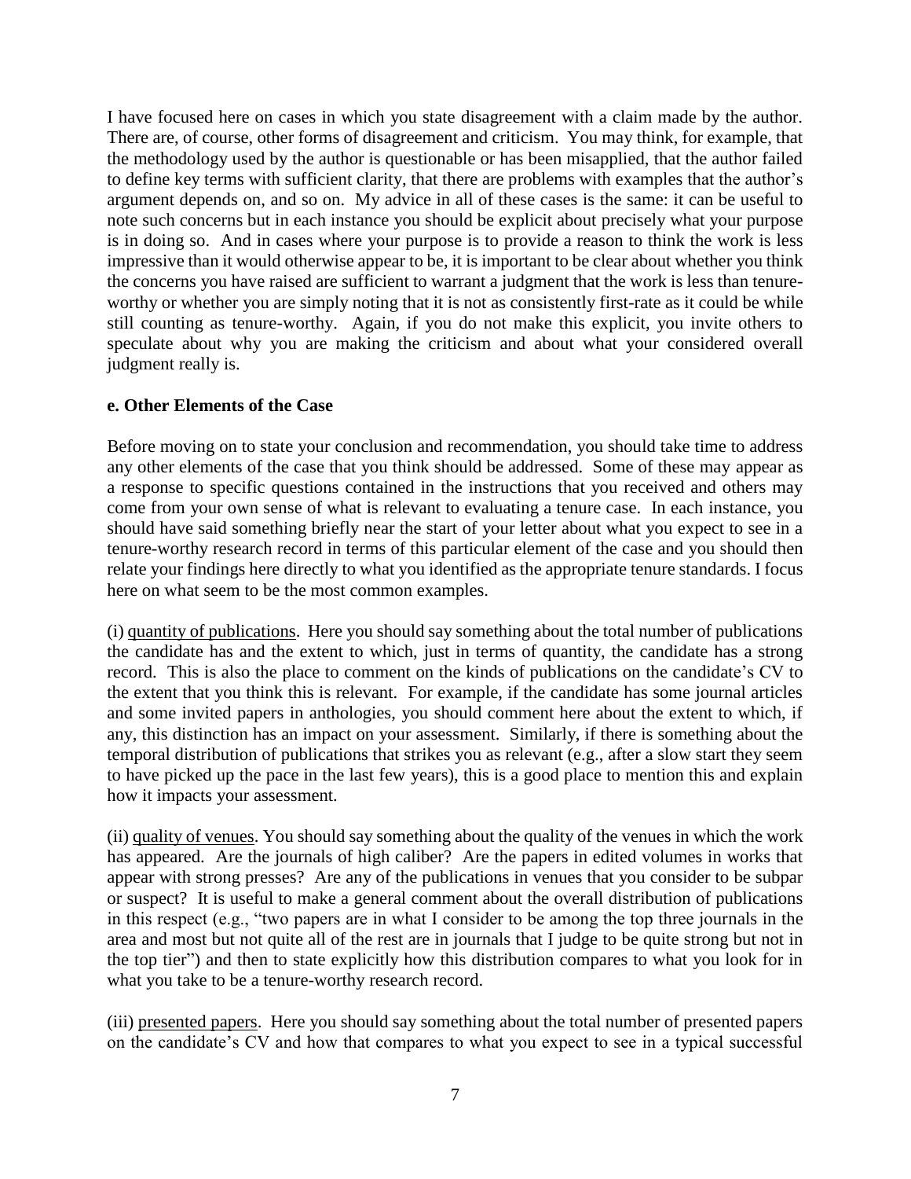I have focused here on cases in which you state disagreement with a claim made by the author. There are, of course, other forms of disagreement and criticism. You may think, for example, that the methodology used by the author is questionable or has been misapplied, that the author failed to define key terms with sufficient clarity, that there are problems with examples that the author's argument depends on, and so on. My advice in all of these cases is the same: it can be useful to note such concerns but in each instance you should be explicit about precisely what your purpose is in doing so. And in cases where your purpose is to provide a reason to think the work is less impressive than it would otherwise appear to be, it is important to be clear about whether you think the concerns you have raised are sufficient to warrant a judgment that the work is less than tenure-worthy or whether you are simply noting that it is not as consistently first-rate as it could be while still counting as tenure-worthy. Again, if you do not make this explicit, you invite others to speculate about why you are making the criticism and about what your considered overall judgment really is.

### e. Other Elements of the Case

Before moving on to state your conclusion and recommendation, you should take time to address any other elements of the case that you think should be addressed. Some of these may appear as a response to specific questions contained in the instructions that you received and others may come from your own sense of what is relevant to evaluating a tenure case. In each instance, you should have said something briefly near the start of your letter about what you expect to see in a tenure-worthy research record in terms of this particular element of the case and you should then relate your findings here directly to what you identified as the appropriate tenure standards. I focus here on what seem to be the most common examples.

(i) <u>quantity of publications</u>. Here you should say something about the total number of publications the candidate has and the extent to which, just in terms of quantity, the candidate has a strong record. This is also the place to comment on the kinds of publications on the candidate's CV to the extent that you think this is relevant. For example, if the candidate has some journal articles and some invited papers in anthologies, you should comment here about the extent to which, if any, this distinction has an impact on your assessment. Similarly, if there is something about the temporal distribution of publications that strikes you as relevant (e.g., after a slow start they seem to have picked up the pace in the last few years), this is a good place to mention this and explain how it impacts your assessment.

(ii) <u>quality of venues</u>. You should say something about the quality of the venues in which the work has appeared. Are the journals of high caliber? Are the papers in edited volumes in works that appear with strong presses? Are any of the publications in venues that you consider to be subpar or suspect? It is useful to make a general comment about the overall distribution of publications in this respect (e.g., "two papers are in what I consider to be among the top three journals in the area and most but not quite all of the rest are in journals that I judge to be quite strong but not in the top tier") and then to state explicitly how this distribution compares to what you look for in what you take to be a tenure-worthy research record.

(iii) <u>presented papers</u>. Here you should say something about the total number of presented papers on the candidate's CV and how that compares to what you expect to see in a typical successful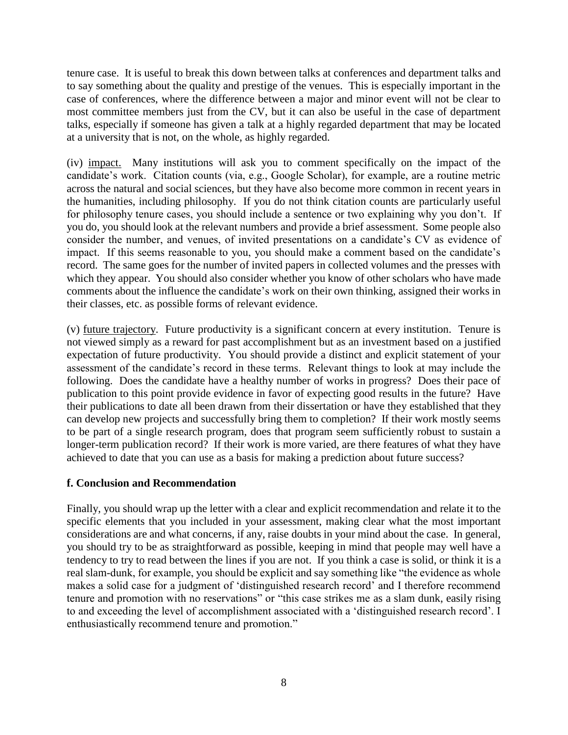tenure case. It is useful to break this down between talks at conferences and department talks and to say something about the quality and prestige of the venues. This is especially important in the case of conferences, where the difference between a major and minor event will not be clear to most committee members just from the CV, but it can also be useful in the case of department talks, especially if someone has given a talk at a highly regarded department that may be located at a university that is not, on the whole, as highly regarded.

(iv) impact. Many institutions will ask you to comment specifically on the impact of the candidate's work. Citation counts (via, e.g., Google Scholar), for example, are a routine metric across the natural and social sciences, but they have also become more common in recent years in the humanities, including philosophy. If you do not think citation counts are particularly useful for philosophy tenure cases, you should include a sentence or two explaining why you don't. If you do, you should look at the relevant numbers and provide a brief assessment. Some people also consider the number, and venues, of invited presentations on a candidate's CV as evidence of impact. If this seems reasonable to you, you should make a comment based on the candidate's record. The same goes for the number of invited papers in collected volumes and the presses with which they appear. You should also consider whether you know of other scholars who have made comments about the influence the candidate's work on their own thinking, assigned their works in their classes, etc. as possible forms of relevant evidence.

(v) future trajectory. Future productivity is a significant concern at every institution. Tenure is not viewed simply as a reward for past accomplishment but as an investment based on a justified expectation of future productivity. You should provide a distinct and explicit statement of your assessment of the candidate's record in these terms. Relevant things to look at may include the following. Does the candidate have a healthy number of works in progress? Does their pace of publication to this point provide evidence in favor of expecting good results in the future? Have their publications to date all been drawn from their dissertation or have they established that they can develop new projects and successfully bring them to completion? If their work mostly seems to be part of a single research program, does that program seem sufficiently robust to sustain a longer-term publication record? If their work is more varied, are there features of what they have achieved to date that you can use as a basis for making a prediction about future success?

### f. Conclusion and Recommendation

Finally, you should wrap up the letter with a clear and explicit recommendation and relate it to the specific elements that you included in your assessment, making clear what the most important considerations are and what concerns, if any, raise doubts in your mind about the case. In general, you should try to be as straightforward as possible, keeping in mind that people may well have a tendency to try to read between the lines if you are not. If you think a case is solid, or think it is a real slam-dunk, for example, you should be explicit and say something like "the evidence as whole makes a solid case for a judgment of 'distinguished research record' and I therefore recommend tenure and promotion with no reservations" or "this case strikes me as a slam dunk, easily rising to and exceeding the level of accomplishment associated with a 'distinguished research record'. I enthusiastically recommend tenure and promotion."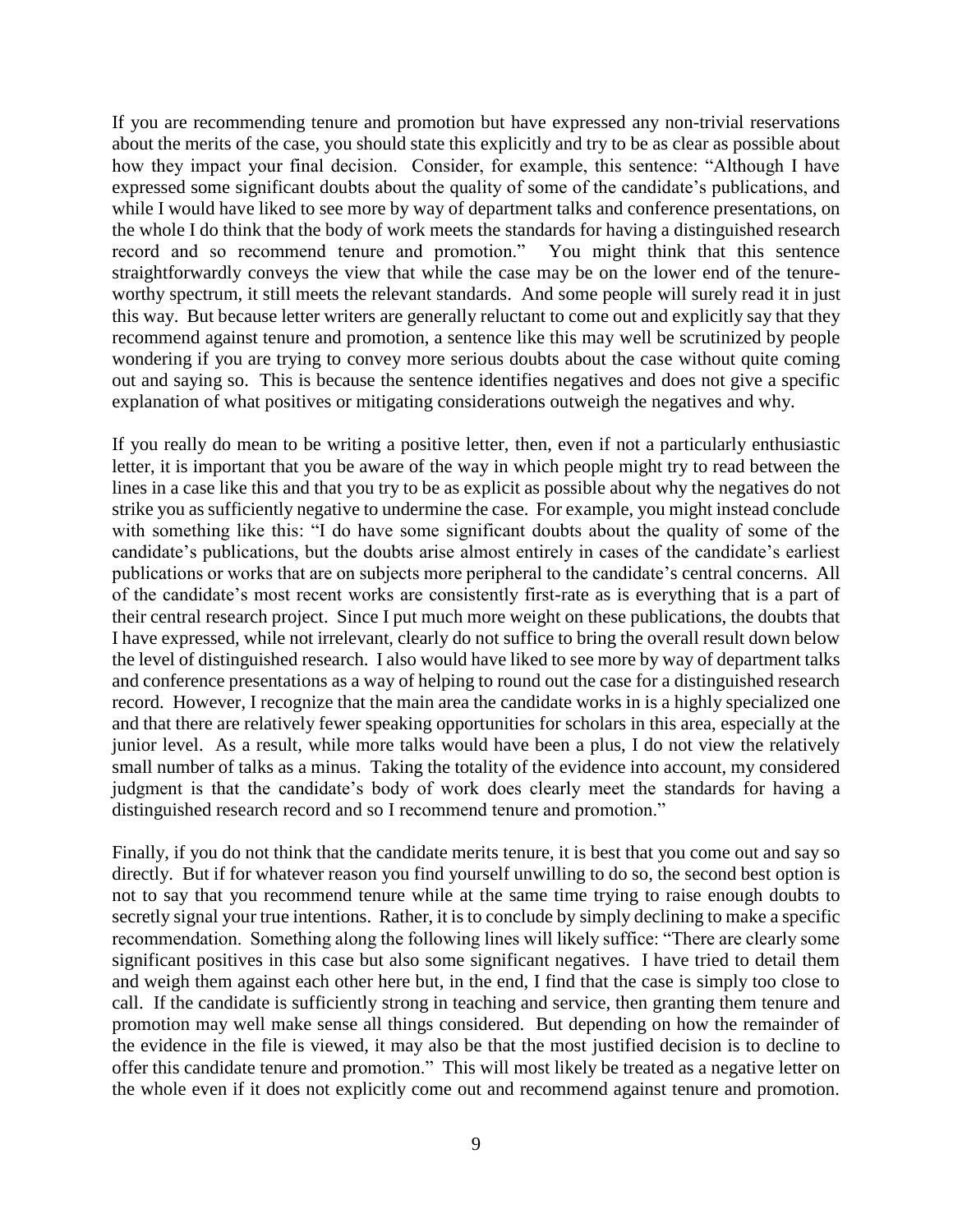If you are recommending tenure and promotion but have expressed any non-trivial reservations about the merits of the case, you should state this explicitly and try to be as clear as possible about how they impact your final decision. Consider, for example, this sentence: "Although I have expressed some significant doubts about the quality of some of the candidate's publications, and while I would have liked to see more by way of department talks and conference presentations, on the whole I do think that the body of work meets the standards for having a distinguished research record and so recommend tenure and promotion." You might think that this sentence straightforwardly conveys the view that while the case may be on the lower end of the tenure-worthy spectrum, it still meets the relevant standards. And some people will surely read it in just this way. But because letter writers are generally reluctant to come out and explicitly say that they recommend against tenure and promotion, a sentence like this may well be scrutinized by people wondering if you are trying to convey more serious doubts about the case without quite coming out and saying so. This is because the sentence identifies negatives and does not give a specific explanation of what positives or mitigating considerations outweigh the negatives and why.

If you really do mean to be writing a positive letter, then, even if not a particularly enthusiastic letter, it is important that you be aware of the way in which people might try to read between the lines in a case like this and that you try to be as explicit as possible about why the negatives do not strike you as sufficiently negative to undermine the case. For example, you might instead conclude with something like this: "I do have some significant doubts about the quality of some of the candidate's publications, but the doubts arise almost entirely in cases of the candidate's earliest publications or works that are on subjects more peripheral to the candidate's central concerns. All of the candidate's most recent works are consistently first-rate as is everything that is a part of their central research project. Since I put much more weight on these publications, the doubts that I have expressed, while not irrelevant, clearly do not suffice to bring the overall result down below the level of distinguished research. I also would have liked to see more by way of department talks and conference presentations as a way of helping to round out the case for a distinguished research record. However, I recognize that the main area the candidate works in is a highly specialized one and that there are relatively fewer speaking opportunities for scholars in this area, especially at the junior level. As a result, while more talks would have been a plus, I do not view the relatively small number of talks as a minus. Taking the totality of the evidence into account, my considered judgment is that the candidate's body of work does clearly meet the standards for having a distinguished research record and so I recommend tenure and promotion."

Finally, if you do not think that the candidate merits tenure, it is best that you come out and say so directly. But if for whatever reason you find yourself unwilling to do so, the second best option is not to say that you recommend tenure while at the same time trying to raise enough doubts to secretly signal your true intentions. Rather, it is to conclude by simply declining to make a specific recommendation. Something along the following lines will likely suffice: "There are clearly some significant positives in this case but also some significant negatives. I have tried to detail them and weigh them against each other here but, in the end, I find that the case is simply too close to call. If the candidate is sufficiently strong in teaching and service, then granting them tenure and promotion may well make sense all things considered. But depending on how the remainder of the evidence in the file is viewed, it may also be that the most justified decision is to decline to offer this candidate tenure and promotion." This will most likely be treated as a negative letter on the whole even if it does not explicitly come out and recommend against tenure and promotion.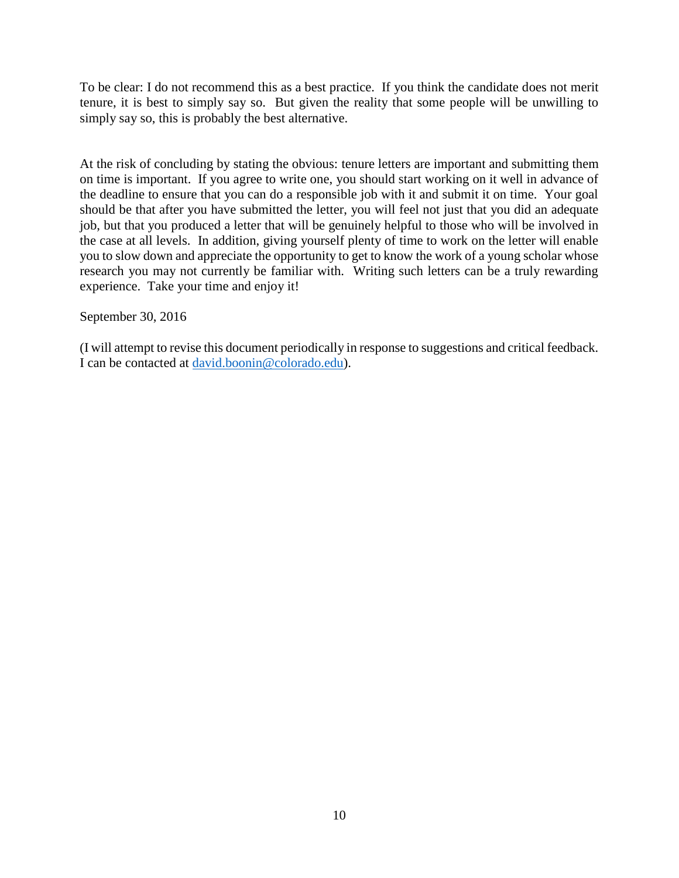To be clear: I do not recommend this as a best practice. If you think the candidate does not merit tenure, it is best to simply say so. But given the reality that some people will be unwilling to simply say so, this is probably the best alternative.

At the risk of concluding by stating the obvious: tenure letters are important and submitting them on time is important. If you agree to write one, you should start working on it well in advance of the deadline to ensure that you can do a responsible job with it and submit it on time. Your goal should be that after you have submitted the letter, you will feel not just that you did an adequate job, but that you produced a letter that will be genuinely helpful to those who will be involved in the case at all levels. In addition, giving yourself plenty of time to work on the letter will enable you to slow down and appreciate the opportunity to get to know the work of a young scholar whose research you may not currently be familiar with. Writing such letters can be a truly rewarding experience. Take your time and enjoy it!

September 30, 2016

(I will attempt to revise this document periodically in response to suggestions and critical feedback. I can be contacted at david.boonin@colorado.edu).